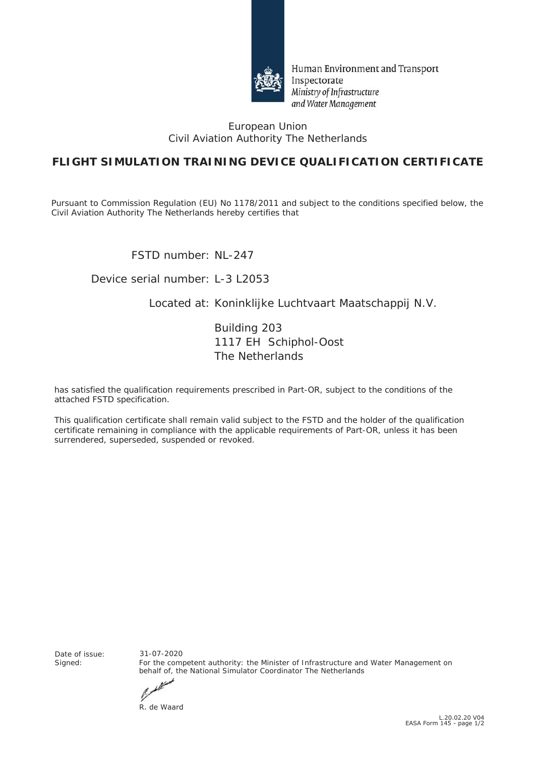Human Environment and Transport Inspectorate
*Ministry of Infrastructure and Water Management*

European Union
Civil Aviation Authority The Netherlands

# FLIGHT SIMULATION TRAINING DEVICE QUALIFICATION CERTIFICATE

Pursuant to Commission Regulation (EU) No 1178/2011 and subject to the conditions specified below, the Civil Aviation Authority The Netherlands hereby certifies that

FSTD number: NL-247

Device serial number: L-3 L2053

Located at: Koninklijke Luchtvaart Maatschappij N.V.

Building 203
1117 EH Schiphol-Oost
The Netherlands

has satisfied the qualification requirements prescribed in Part-OR, subject to the conditions of the attached FSTD specification.

This qualification certificate shall remain valid subject to the FSTD and the holder of the qualification certificate remaining in compliance with the applicable requirements of Part-OR, unless it has been surrendered, superseded, suspended or revoked.

Date of issue: 31-07-2020

Signed: For the competent authority: the Minister of Infrastructure and Water Management on behalf of, the National Simulator Coordinator The Netherlands

R. de Waard

L.20.02.20 V04
EASA Form 145 - page 1/2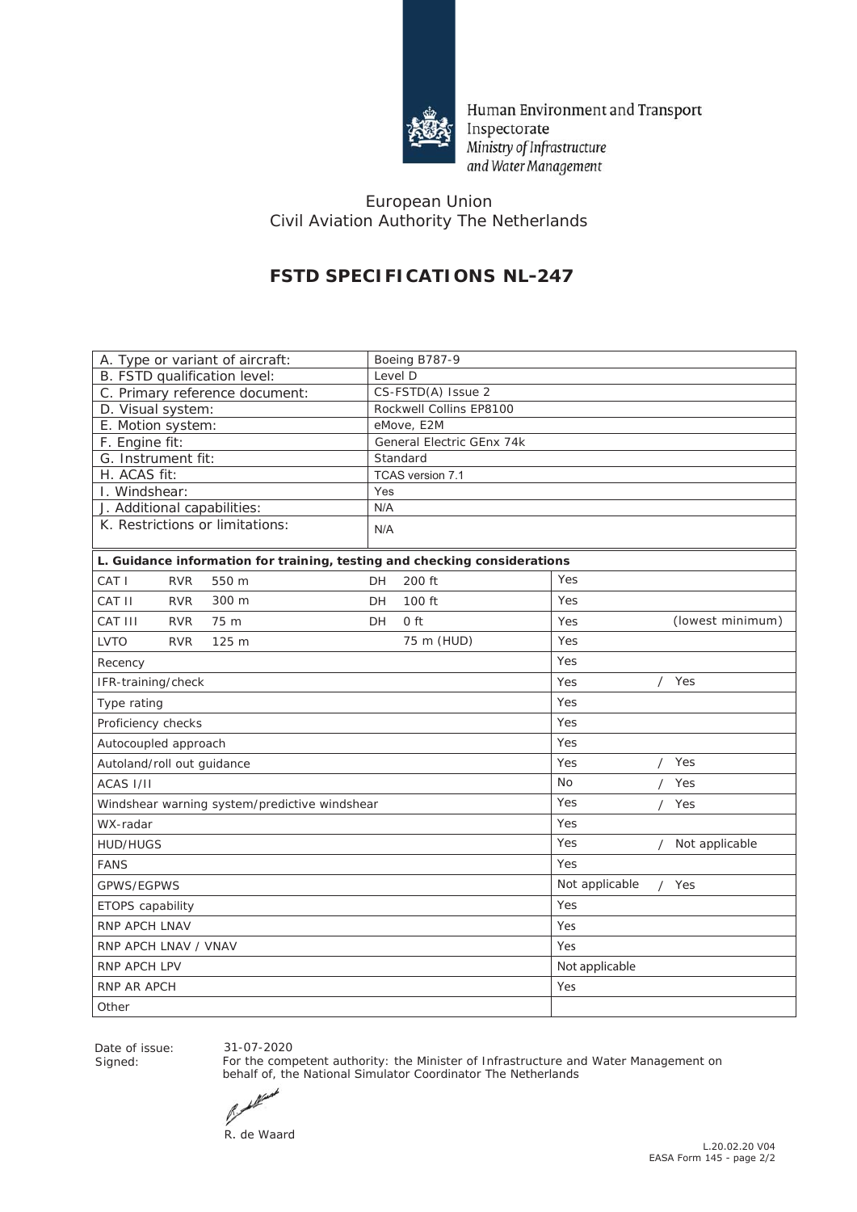Human Environment and Transport Inspectorate
*Ministry of Infrastructure and Water Management*

European Union
Civil Aviation Authority The Netherlands

# FSTD SPECIFICATIONS NL-247

| | |
|---|---|
| A. Type or variant of aircraft: | Boeing B787-9 |
| B. FSTD qualification level: | Level D |
| C. Primary reference document: | CS-FSTD(A) Issue 2 |
| D. Visual system: | Rockwell Collins EP8100 |
| E. Motion system: | eMove, E2M |
| F. Engine fit: | General Electric GEnx 74k |
| G. Instrument fit: | Standard |
| H. ACAS fit: | TCAS version 7.1 |
| I. Windshear: | Yes |
| J. Additional capabilities: | N/A |
| K. Restrictions or limitations: | N/A |

**L. Guidance information for training, testing and checking considerations**

| | | | | | | |
|---|---|---|---|---|---|---|
| CAT I | RVR | 550 m | DH | 200 ft | Yes | |
| CAT II | RVR | 300 m | DH | 100 ft | Yes | |
| CAT III | RVR | 75 m | DH | 0 ft | Yes | (lowest minimum) |
| LVTO | RVR | 125 m | | 75 m (HUD) | Yes | |
| Recency | | | | | Yes | |
| IFR-training/check | | | | | Yes | / Yes |
| Type rating | | | | | Yes | |
| Proficiency checks | | | | | Yes | |
| Autocoupled approach | | | | | Yes | |
| Autoland/roll out guidance | | | | | Yes | / Yes |
| ACAS I/II | | | | | No | / Yes |
| Windshear warning system/predictive windshear | | | | | Yes | / Yes |
| WX-radar | | | | | Yes | |
| HUD/HUGS | | | | | Yes | / Not applicable |
| FANS | | | | | Yes | |
| GPWS/EGPWS | | | | | Not applicable | / Yes |
| ETOPS capability | | | | | Yes | |
| RNP APCH LNAV | | | | | Yes | |
| RNP APCH LNAV / VNAV | | | | | Yes | |
| RNP APCH LPV | | | | | Not applicable | |
| RNP AR APCH | | | | | Yes | |
| Other | | | | | | |

Date of issue: 31-07-2020
Signed: For the competent authority: the Minister of Infrastructure and Water Management on behalf of, the National Simulator Coordinator The Netherlands

R. de Waard

L.20.02.20 V04
EASA Form 145 - page 2/2